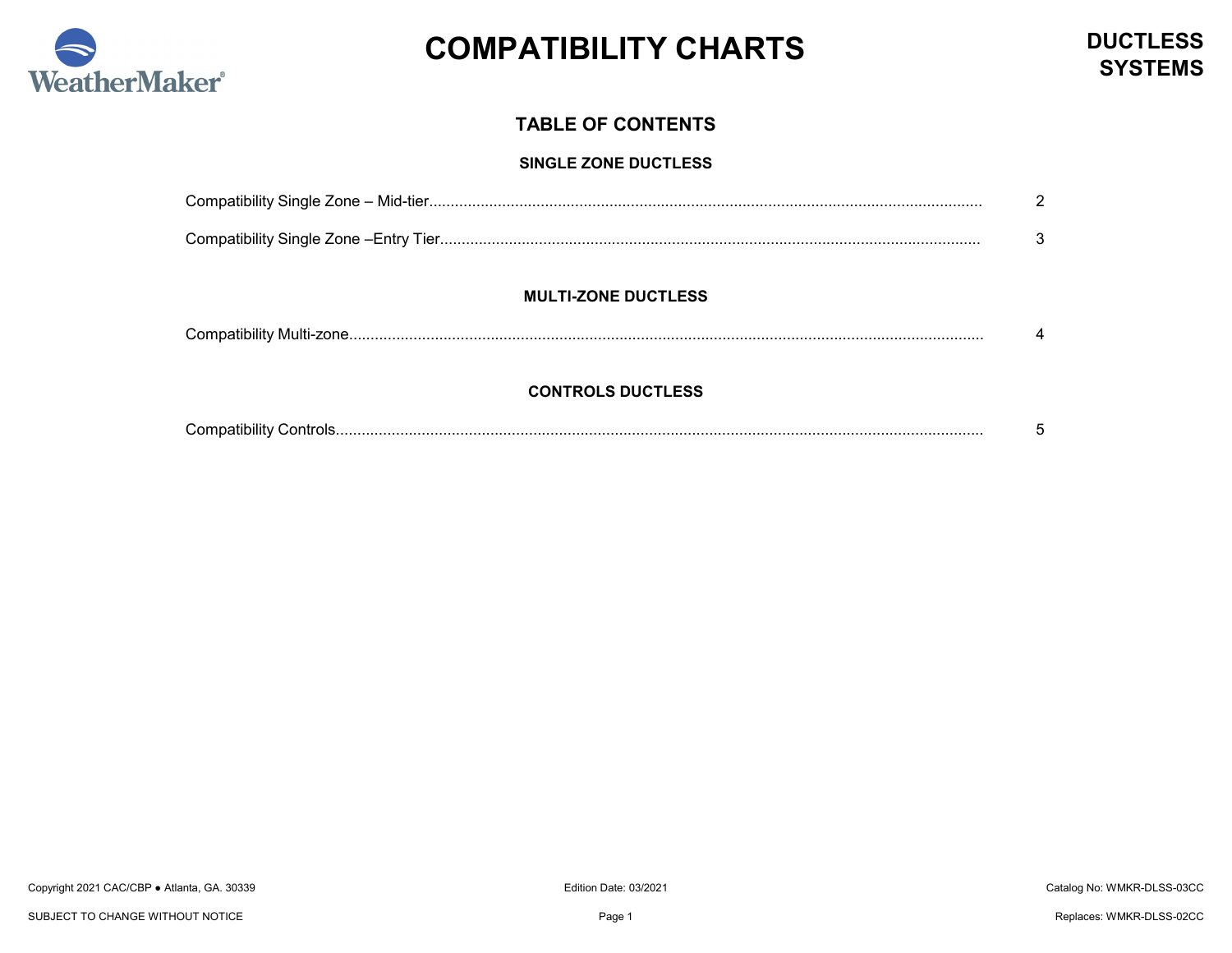# COMPATIBILITY CHARTS

**DUCTLESS SYSTEMS**

## TABLE OF CONTENTS

### SINGLE ZONE DUCTLESS

Compatibility Single Zone – Mid-tier........................................ 2

Compatibility Single Zone –Entry Tier........................................ 3

### MULTI-ZONE DUCTLESS

Compatibility Multi-zone........................................ 4

### CONTROLS DUCTLESS

Compatibility Controls........................................ 5

Copyright 2021 CAC/CBP ● Atlanta, GA. 30339

Edition Date: 03/2021

Catalog No: WMKR-DLSS-03CC

SUBJECT TO CHANGE WITHOUT NOTICE

Replaces: WMKR-DLSS-02CC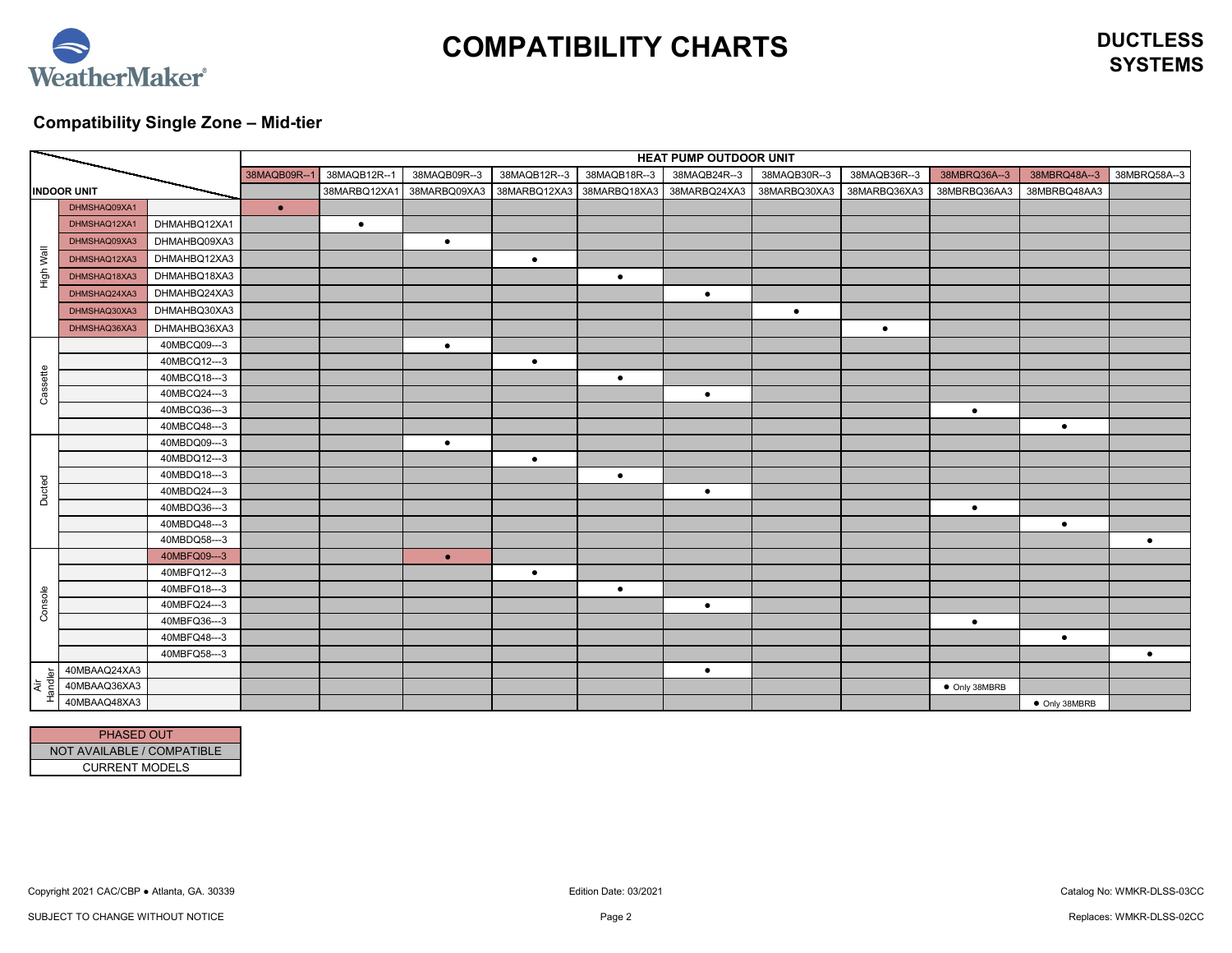# COMPATIBILITY CHARTS

## DUCTLESS SYSTEMS

### Compatibility Single Zone – Mid-tier

| INDOOR UNIT | | | HEAT PUMP OUTDOOR UNIT | | | | | | | | | | |
|---|---|---|---|---|---|---|---|---|---|---|---|---|---|
| | | | 38MAQB09R--1 | 38MAQB12R--1 | 38MAQB09R--3 | 38MAQB12R--3 | 38MAQB18R--3 | 38MAQB24R--3 | 38MAQB30R--3 | 38MAQB36R--3 | 38MBRQ36A--3 | 38MBRQ48A--3 | 38MBRQ58A--3 |
| | | | | 38MARBQ12XA1 | 38MARBQ09XA3 | 38MARBQ12XA3 | 38MARBQ18XA3 | 38MARBQ24XA3 | 38MARBQ30XA3 | 38MARBQ36XA3 | 38MBRBQ36AA3 | 38MBRBQ48AA3 | |
| High Wall | DHMSHAQ09XA1 | | ● | | | | | | | | | | |
| High Wall | DHMSHAQ12XA1 | DHMAHBQ12XA1 | | ● | | | | | | | | | |
| High Wall | DHMSHAQ09XA3 | DHMAHBQ09XA3 | | | ● | | | | | | | | |
| High Wall | DHMSHAQ12XA3 | DHMAHBQ12XA3 | | | | ● | | | | | | | |
| High Wall | DHMSHAQ18XA3 | DHMAHBQ18XA3 | | | | | ● | | | | | | |
| High Wall | DHMSHAQ24XA3 | DHMAHBQ24XA3 | | | | | | ● | | | | | |
| High Wall | DHMSHAQ30XA3 | DHMAHBQ30XA3 | | | | | | | ● | | | | |
| High Wall | DHMSHAQ36XA3 | DHMAHBQ36XA3 | | | | | | | | ● | | | |
| Cassette | | 40MBCQ09---3 | | | ● | | | | | | | | |
| Cassette | | 40MBCQ12---3 | | | | ● | | | | | | | |
| Cassette | | 40MBCQ18---3 | | | | | ● | | | | | | |
| Cassette | | 40MBCQ24---3 | | | | | | ● | | | | | |
| Cassette | | 40MBCQ36---3 | | | | | | | | | ● | | |
| Cassette | | 40MBCQ48---3 | | | | | | | | | | ● | |
| Ducted | | 40MBDQ09---3 | | | ● | | | | | | | | |
| Ducted | | 40MBDQ12---3 | | | | ● | | | | | | | |
| Ducted | | 40MBDQ18---3 | | | | | ● | | | | | | |
| Ducted | | 40MBDQ24---3 | | | | | | ● | | | | | |
| Ducted | | 40MBDQ36---3 | | | | | | | | | ● | | |
| Ducted | | 40MBDQ48---3 | | | | | | | | | | ● | |
| Ducted | | 40MBDQ58---3 | | | | | | | | | | | ● |
| Console | | 40MBFQ09---3 | | | ● | | | | | | | | |
| Console | | 40MBFQ12---3 | | | | ● | | | | | | | |
| Console | | 40MBFQ18---3 | | | | | ● | | | | | | |
| Console | | 40MBFQ24---3 | | | | | | ● | | | | | |
| Console | | 40MBFQ36---3 | | | | | | | | | ● | | |
| Console | | 40MBFQ48---3 | | | | | | | | | | ● | |
| Console | | 40MBFQ58---3 | | | | | | | | | | | ● |
| Air Handler | 40MBAAQ24XA3 | | | | | | | ● | | | | | |
| Air Handler | 40MBAAQ36XA3 | | | | | | | | | | ● Only 38MBRB | | |
| Air Handler | 40MBAAQ48XA3 | | | | | | | | | | | ● Only 38MBRB | |

| Legend |
|---|
| PHASED OUT |
| NOT AVAILABLE / COMPATIBLE |
| CURRENT MODELS |

Copyright 2021 CAC/CBP ● Atlanta, GA. 30339

Edition Date: 03/2021

Catalog No: WMKR-DLSS-03CC

SUBJECT TO CHANGE WITHOUT NOTICE

Replaces: WMKR-DLSS-02CC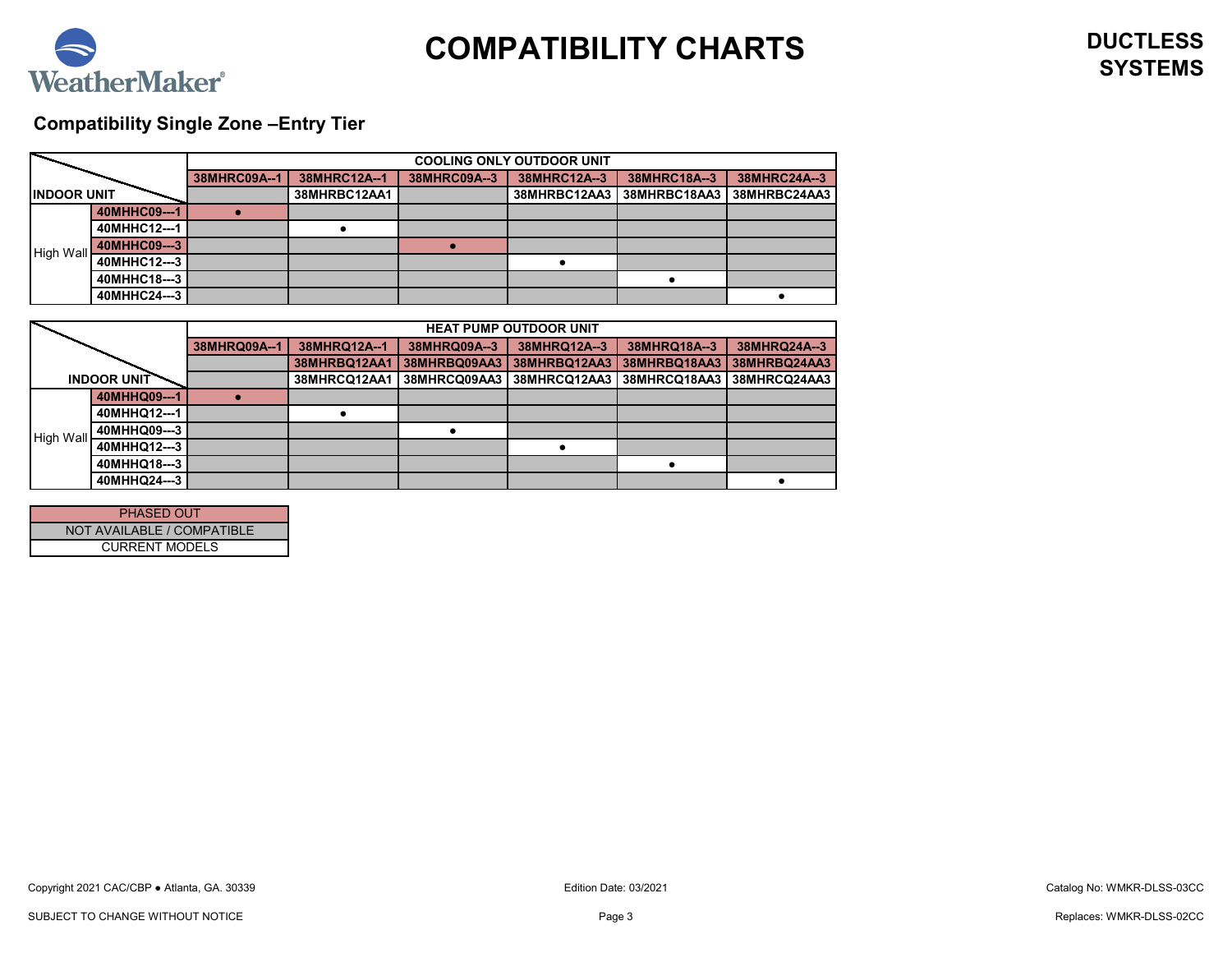# COMPATIBILITY CHARTS

**DUCTLESS SYSTEMS**

## Compatibility Single Zone –Entry Tier

| INDOOR UNIT | | COOLING ONLY OUTDOOR UNIT | | | | | |
|---|---|---|---|---|---|---|---|
| | | 38MHRC09A--1 | 38MHRC12A--1 | 38MHRC09A--3 | 38MHRC12A--3 | 38MHRC18A--3 | 38MHRC24A--3 |
| | | | 38MHRBC12AA1 | | 38MHRBC12AA3 | 38MHRBC18AA3 | 38MHRBC24AA3 |
| High Wall | 40MHHC09---1 | ● | | | | | |
| | 40MHHC12---1 | | ● | | | | |
| | 40MHHC09---3 | | | ● | | | |
| | 40MHHC12---3 | | | | ● | | |
| | 40MHHC18---3 | | | | | ● | |
| | 40MHHC24---3 | | | | | | ● |

| INDOOR UNIT | | HEAT PUMP OUTDOOR UNIT | | | | | |
|---|---|---|---|---|---|---|---|
| | | 38MHRQ09A--1 | 38MHRQ12A--1 | 38MHRQ09A--3 | 38MHRQ12A--3 | 38MHRQ18A--3 | 38MHRQ24A--3 |
| | | | 38MHRBQ12AA1 | 38MHRBQ09AA3 | 38MHRBQ12AA3 | 38MHRBQ18AA3 | 38MHRBQ24AA3 |
| | | | 38MHRCQ12AA1 | 38MHRCQ09AA3 | 38MHRCQ12AA3 | 38MHRCQ18AA3 | 38MHRCQ24AA3 |
| High Wall | 40MHHQ09---1 | ● | | | | | |
| | 40MHHQ12---1 | | ● | | | | |
| | 40MHHQ09---3 | | | ● | | | |
| | 40MHHQ12---3 | | | | ● | | |
| | 40MHHQ18---3 | | | | | ● | |
| | 40MHHQ24---3 | | | | | | ● |

| Legend |
|---|
| PHASED OUT |
| NOT AVAILABLE / COMPATIBLE |
| CURRENT MODELS |

Copyright 2021 CAC/CBP ● Atlanta, GA. 30339

Edition Date: 03/2021

Catalog No: WMKR-DLSS-03CC

SUBJECT TO CHANGE WITHOUT NOTICE

Replaces: WMKR-DLSS-02CC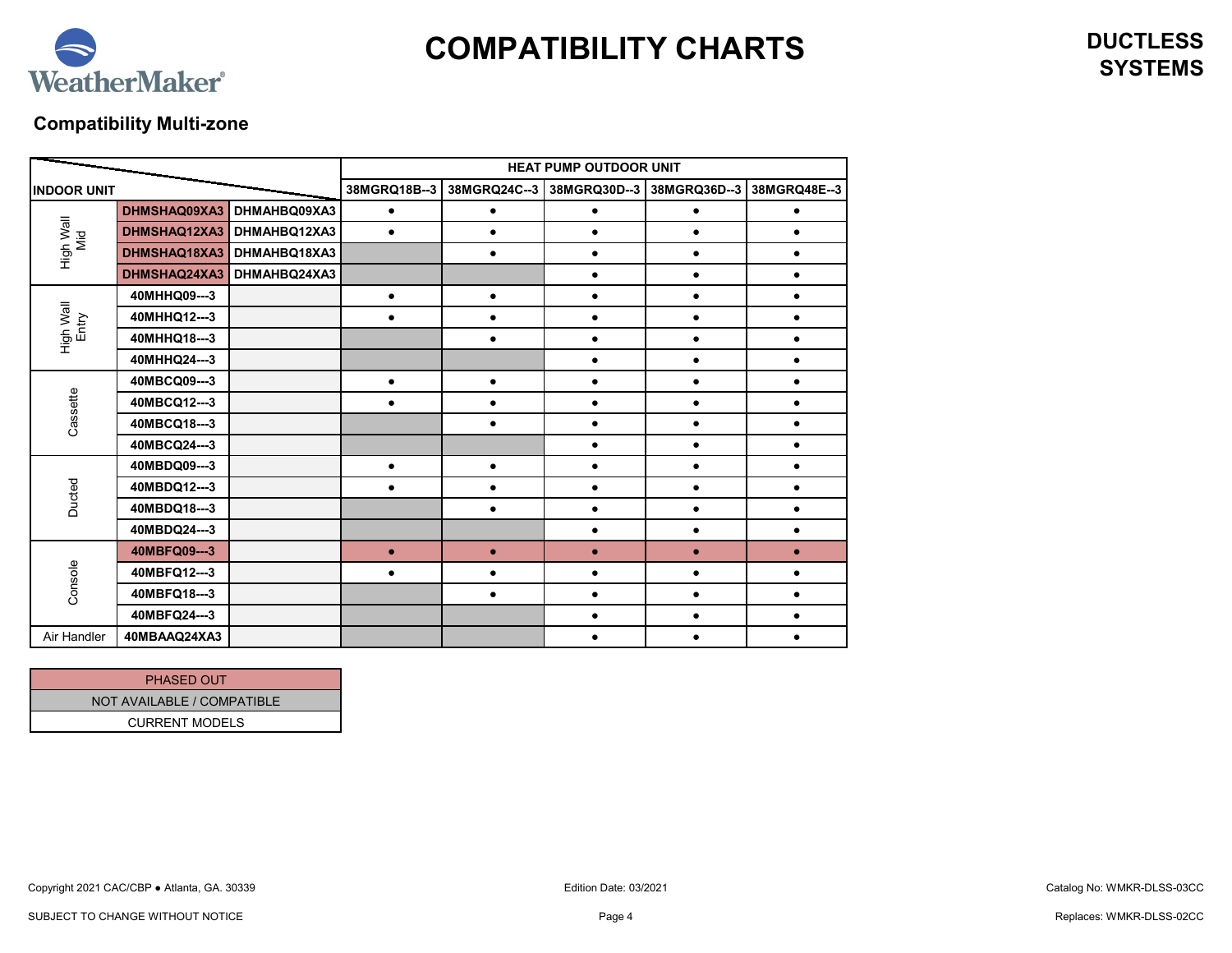# COMPATIBILITY CHARTS

**DUCTLESS SYSTEMS**

## Compatibility Multi-zone

| INDOOR UNIT | | | HEAT PUMP OUTDOOR UNIT | | | | |
|---|---|---|---|---|---|---|---|
| | | | 38MGRQ18B--3 | 38MGRQ24C--3 | 38MGRQ30D--3 | 38MGRQ36D--3 | 38MGRQ48E--3 |
| High Wall Mid | DHMSHAQ09XA3 | DHMAHBQ09XA3 | ● | ● | ● | ● | ● |
| | DHMSHAQ12XA3 | DHMAHBQ12XA3 | ● | ● | ● | ● | ● |
| | DHMSHAQ18XA3 | DHMAHBQ18XA3 | | ● | ● | ● | ● |
| | DHMSHAQ24XA3 | DHMAHBQ24XA3 | | | ● | ● | ● |
| High Wall Entry | 40MHHQ09---3 | | ● | ● | ● | ● | ● |
| | 40MHHQ12---3 | | ● | ● | ● | ● | ● |
| | 40MHHQ18---3 | | | ● | ● | ● | ● |
| | 40MHHQ24---3 | | | | ● | ● | ● |
| Cassette | 40MBCQ09---3 | | ● | ● | ● | ● | ● |
| | 40MBCQ12---3 | | ● | ● | ● | ● | ● |
| | 40MBCQ18---3 | | | ● | ● | ● | ● |
| | 40MBCQ24---3 | | | | ● | ● | ● |
| Ducted | 40MBDQ09---3 | | ● | ● | ● | ● | ● |
| | 40MBDQ12---3 | | ● | ● | ● | ● | ● |
| | 40MBDQ18---3 | | | ● | ● | ● | ● |
| | 40MBDQ24---3 | | | | ● | ● | ● |
| Console | 40MBFQ09---3 | | ● | ● | ● | ● | ● |
| | 40MBFQ12---3 | | ● | ● | ● | ● | ● |
| | 40MBFQ18---3 | | | ● | ● | ● | ● |
| | 40MBFQ24---3 | | | | ● | ● | ● |
| Air Handler | 40MBAAQ24XA3 | | | | ● | ● | ● |

| Legend |
|---|
| PHASED OUT |
| NOT AVAILABLE / COMPATIBLE |
| CURRENT MODELS |

Copyright 2021 CAC/CBP ● Atlanta, GA. 30339

SUBJECT TO CHANGE WITHOUT NOTICE

Edition Date: 03/2021

Catalog No: WMKR-DLSS-03CC

Replaces: WMKR-DLSS-02CC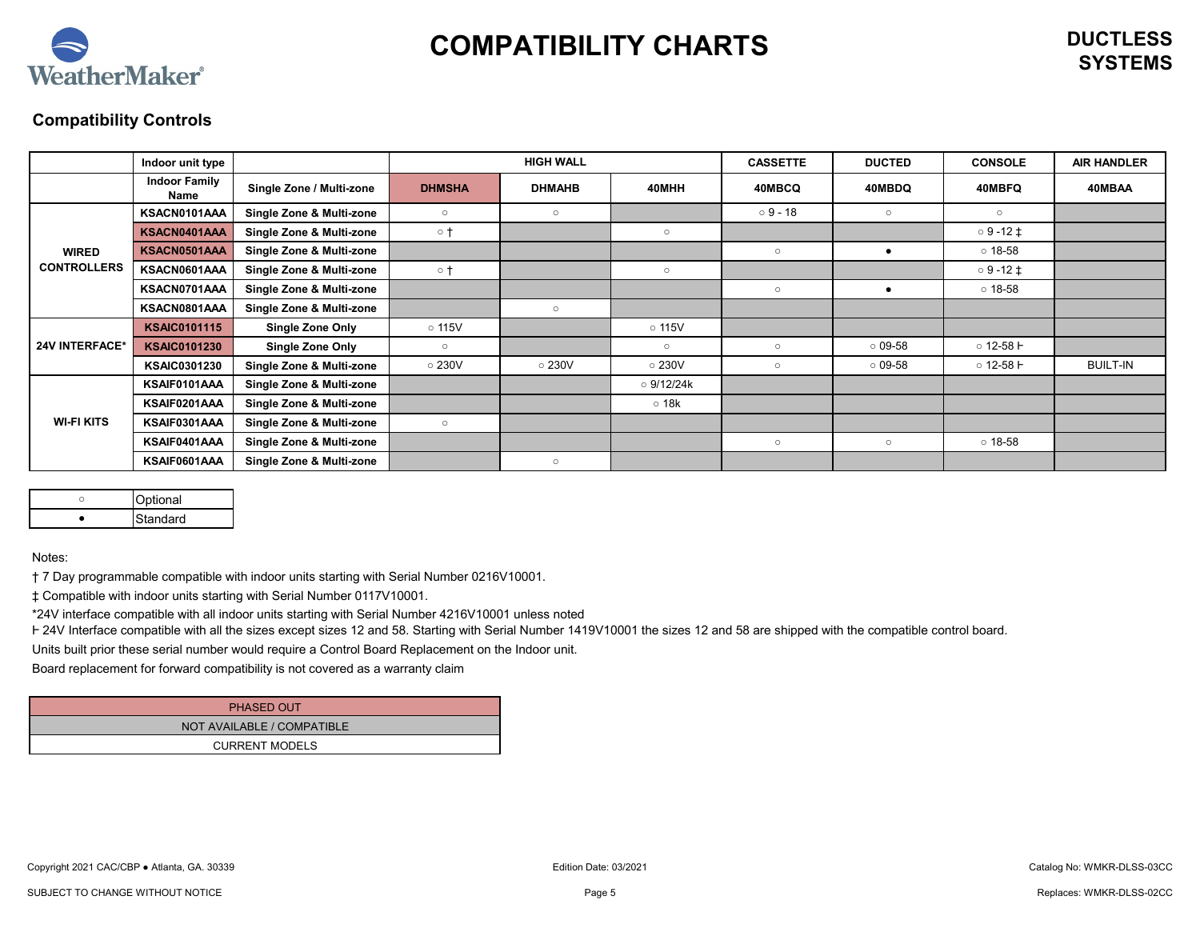# COMPATIBILITY CHARTS

## DUCTLESS SYSTEMS

### Compatibility Controls

| | Indoor unit type | | HIGH WALL | | | CASSETTE | DUCTED | CONSOLE | AIR HANDLER |
|---|---|---|---|---|---|---|---|---|---|
| | Indoor Family Name | Single Zone / Multi-zone | DHMSHA | DHMAHB | 40MHH | 40MBCQ | 40MBDQ | 40MBFQ | 40MBAA |
| WIRED CONTROLLERS | KSACN0101AAA | Single Zone & Multi-zone | ○ | ○ | | ○ 9 - 18 | ○ | ○ | |
| | KSACN0401AAA | Single Zone & Multi-zone | ○ † | | ○ | | | ○ 9 -12 ‡ | |
| | KSACN0501AAA | Single Zone & Multi-zone | | | | ○ | ● | ○ 18-58 | |
| | KSACN0601AAA | Single Zone & Multi-zone | ○ † | | ○ | | | ○ 9 -12 ‡ | |
| | KSACN0701AAA | Single Zone & Multi-zone | | | | ○ | ● | ○ 18-58 | |
| | KSACN0801AAA | Single Zone & Multi-zone | | ○ | | | | | |
| 24V INTERFACE* | KSAIC0101115 | Single Zone Only | ○ 115V | | ○ 115V | | | | |
| | KSAIC0101230 | Single Zone Only | ○ | | ○ | ○ | ○ 09-58 | ○ 12-58 ⊦ | |
| | KSAIC0301230 | Single Zone & Multi-zone | ○ 230V | ○ 230V | ○ 230V | ○ | ○ 09-58 | ○ 12-58 ⊦ | BUILT-IN |
| WI-FI KITS | KSAIF0101AAA | Single Zone & Multi-zone | | | ○ 9/12/24k | | | | |
| | KSAIF0201AAA | Single Zone & Multi-zone | | | ○ 18k | | | | |
| | KSAIF0301AAA | Single Zone & Multi-zone | ○ | | | | | | |
| | KSAIF0401AAA | Single Zone & Multi-zone | | | | ○ | ○ | ○ 18-58 | |
| | KSAIF0601AAA | Single Zone & Multi-zone | | ○ | | | | | |

| | |
|---|---|
| ○ | Optional |
| ● | Standard |

Notes:

† 7 Day programmable compatible with indoor units starting with Serial Number 0216V10001.

‡ Compatible with indoor units starting with Serial Number 0117V10001.

*24V interface compatible with all indoor units starting with Serial Number 4216V10001 unless noted

⊦ 24V Interface compatible with all the sizes except sizes 12 and 58. Starting with Serial Number 1419V10001 the sizes 12 and 58 are shipped with the compatible control board.

Units built prior these serial number would require a Control Board Replacement on the Indoor unit.

Board replacement for forward compatibility is not covered as a warranty claim

| |
|---|
| PHASED OUT |
| NOT AVAILABLE / COMPATIBLE |
| CURRENT MODELS |

Copyright 2021 CAC/CBP ● Atlanta, GA. 30339

Edition Date: 03/2021

Catalog No: WMKR-DLSS-03CC

SUBJECT TO CHANGE WITHOUT NOTICE

Replaces: WMKR-DLSS-02CC